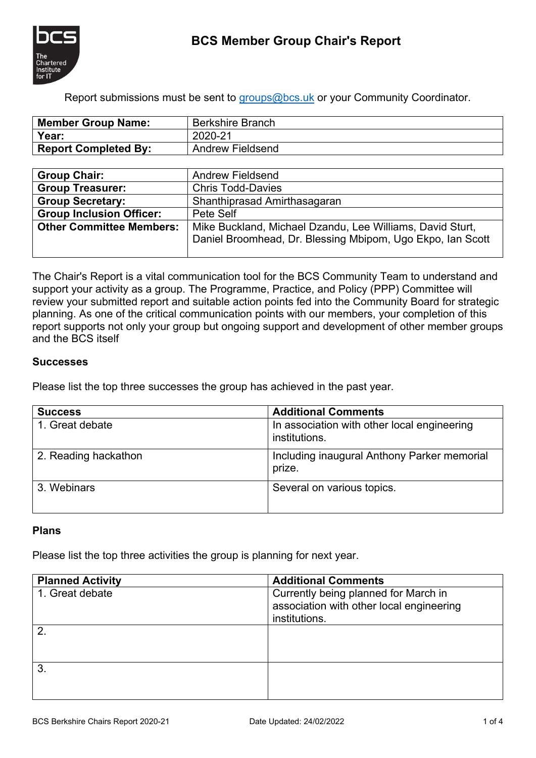# BCS Member Group Chair's Report

Report submissions must be sent to groups@bcs.uk or your Community Coordinator.

| | |
|---|---|
| **Member Group Name:** | Berkshire Branch |
| **Year:** | 2020-21 |
| **Report Completed By:** | Andrew Fieldsend |

| | |
|---|---|
| **Group Chair:** | Andrew Fieldsend |
| **Group Treasurer:** | Chris Todd-Davies |
| **Group Secretary:** | Shanthiprasad Amirthasagaran |
| **Group Inclusion Officer:** | Pete Self |
| **Other Committee Members:** | Mike Buckland, Michael Dzandu, Lee Williams, David Sturt, Daniel Broomhead, Dr. Blessing Mbipom, Ugo Ekpo, Ian Scott |

The Chair's Report is a vital communication tool for the BCS Community Team to understand and support your activity as a group. The Programme, Practice, and Policy (PPP) Committee will review your submitted report and suitable action points fed into the Community Board for strategic planning. As one of the critical communication points with our members, your completion of this report supports not only your group but ongoing support and development of other member groups and the BCS itself

### Successes

Please list the top three successes the group has achieved in the past year.

| Success | Additional Comments |
|---|---|
| 1. Great debate | In association with other local engineering institutions. |
| 2. Reading hackathon | Including inaugural Anthony Parker memorial prize. |
| 3. Webinars | Several on various topics. |

### Plans

Please list the top three activities the group is planning for next year.

| Planned Activity | Additional Comments |
|---|---|
| 1. Great debate | Currently being planned for March in association with other local engineering institutions. |
| 2. | |
| 3. | |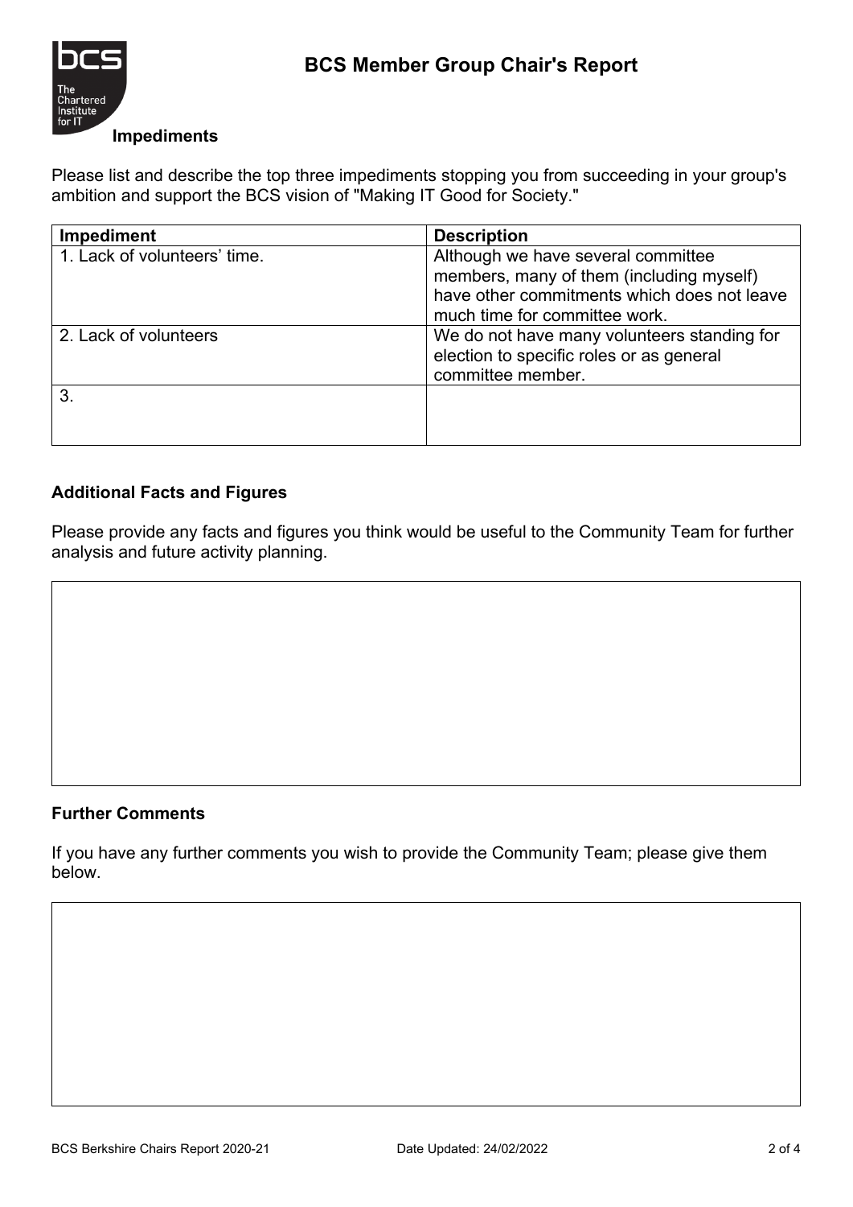## Impediments

Please list and describe the top three impediments stopping you from succeeding in your group's ambition and support the BCS vision of "Making IT Good for Society."

| Impediment | Description |
| --- | --- |
| 1. Lack of volunteers' time. | Although we have several committee members, many of them (including myself) have other commitments which does not leave much time for committee work. |
| 2. Lack of volunteers | We do not have many volunteers standing for election to specific roles or as general committee member. |
| 3. | |

## Additional Facts and Figures

Please provide any facts and figures you think would be useful to the Community Team for further analysis and future activity planning.

## Further Comments

If you have any further comments you wish to provide the Community Team; please give them below.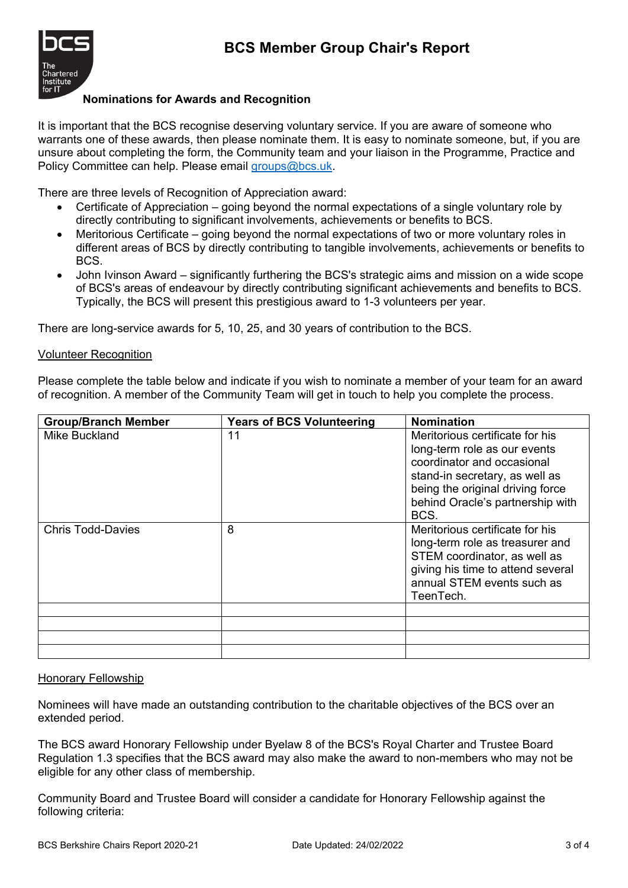# BCS Member Group Chair's Report

### Nominations for Awards and Recognition

It is important that the BCS recognise deserving voluntary service. If you are aware of someone who warrants one of these awards, then please nominate them. It is easy to nominate someone, but, if you are unsure about completing the form, the Community team and your liaison in the Programme, Practice and Policy Committee can help. Please email [groups@bcs.uk](mailto:groups@bcs.uk).

There are three levels of Recognition of Appreciation award:

- Certificate of Appreciation – going beyond the normal expectations of a single voluntary role by directly contributing to significant involvements, achievements or benefits to BCS.
- Meritorious Certificate – going beyond the normal expectations of two or more voluntary roles in different areas of BCS by directly contributing to tangible involvements, achievements or benefits to BCS.
- John Ivinson Award – significantly furthering the BCS's strategic aims and mission on a wide scope of BCS's areas of endeavour by directly contributing significant achievements and benefits to BCS. Typically, the BCS will present this prestigious award to 1-3 volunteers per year.

There are long-service awards for 5, 10, 25, and 30 years of contribution to the BCS.

<u>Volunteer Recognition</u>

Please complete the table below and indicate if you wish to nominate a member of your team for an award of recognition. A member of the Community Team will get in touch to help you complete the process.

| Group/Branch Member | Years of BCS Volunteering | Nomination |
|---|---|---|
| Mike Buckland | 11 | Meritorious certificate for his long-term role as our events coordinator and occasional stand-in secretary, as well as being the original driving force behind Oracle's partnership with BCS. |
| Chris Todd-Davies | 8 | Meritorious certificate for his long-term role as treasurer and STEM coordinator, as well as giving his time to attend several annual STEM events such as TeenTech. |
| | | |
| | | |
| | | |
| | | |

<u>Honorary Fellowship</u>

Nominees will have made an outstanding contribution to the charitable objectives of the BCS over an extended period.

The BCS award Honorary Fellowship under Byelaw 8 of the BCS's Royal Charter and Trustee Board Regulation 1.3 specifies that the BCS award may also make the award to non-members who may not be eligible for any other class of membership.

Community Board and Trustee Board will consider a candidate for Honorary Fellowship against the following criteria: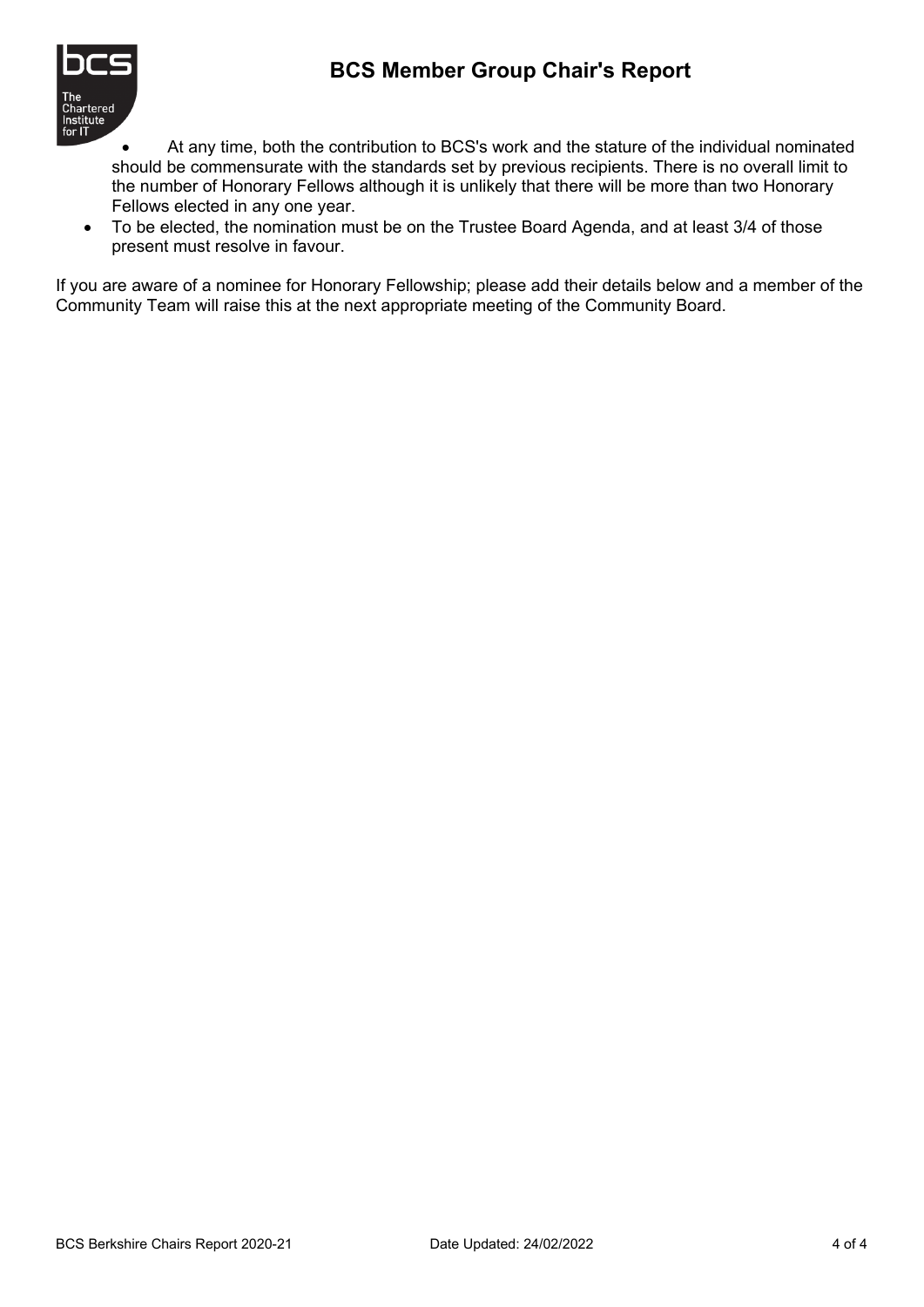- At any time, both the contribution to BCS's work and the stature of the individual nominated should be commensurate with the standards set by previous recipients. There is no overall limit to the number of Honorary Fellows although it is unlikely that there will be more than two Honorary Fellows elected in any one year.
- To be elected, the nomination must be on the Trustee Board Agenda, and at least 3/4 of those present must resolve in favour.

If you are aware of a nominee for Honorary Fellowship; please add their details below and a member of the Community Team will raise this at the next appropriate meeting of the Community Board.